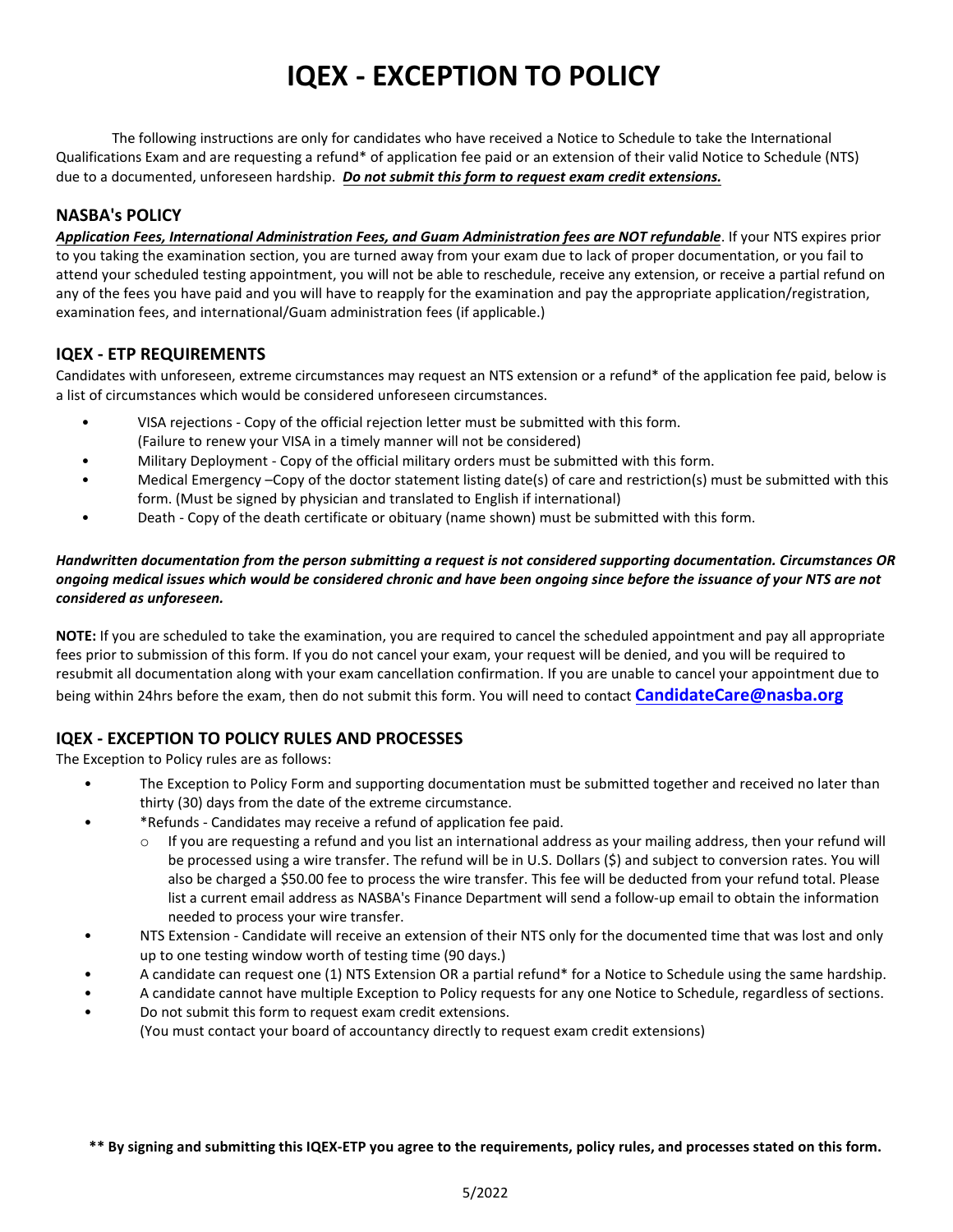# IQEX - EXCEPTION TO POLICY

The following instructions are only for candidates who have received a Notice to Schedule to take the International Qualifications Exam and are requesting a refund* of application fee paid or an extension of their valid Notice to Schedule (NTS) due to a documented, unforeseen hardship. ***Do not submit this form to request exam credit extensions.***

## NASBA's POLICY

***Application Fees, International Administration Fees, and Guam Administration fees are NOT refundable***. If your NTS expires prior to you taking the examination section, you are turned away from your exam due to lack of proper documentation, or you fail to attend your scheduled testing appointment, you will not be able to reschedule, receive any extension, or receive a partial refund on any of the fees you have paid and you will have to reapply for the examination and pay the appropriate application/registration, examination fees, and international/Guam administration fees (if applicable.)

## IQEX - ETP REQUIREMENTS

Candidates with unforeseen, extreme circumstances may request an NTS extension or a refund* of the application fee paid, below is a list of circumstances which would be considered unforeseen circumstances.

- VISA rejections - Copy of the official rejection letter must be submitted with this form. (Failure to renew your VISA in a timely manner will not be considered)
- Military Deployment - Copy of the official military orders must be submitted with this form.
- Medical Emergency –Copy of the doctor statement listing date(s) of care and restriction(s) must be submitted with this form. (Must be signed by physician and translated to English if international)
- Death - Copy of the death certificate or obituary (name shown) must be submitted with this form.

***Handwritten documentation from the person submitting a request is not considered supporting documentation. Circumstances OR ongoing medical issues which would be considered chronic and have been ongoing since before the issuance of your NTS are not considered as unforeseen.***

**NOTE:** If you are scheduled to take the examination, you are required to cancel the scheduled appointment and pay all appropriate fees prior to submission of this form. If you do not cancel your exam, your request will be denied, and you will be required to resubmit all documentation along with your exam cancellation confirmation. If you are unable to cancel your appointment due to being within 24hrs before the exam, then do not submit this form. You will need to contact **CandidateCare@nasba.org**

## IQEX - EXCEPTION TO POLICY RULES AND PROCESSES

The Exception to Policy rules are as follows:

- The Exception to Policy Form and supporting documentation must be submitted together and received no later than thirty (30) days from the date of the extreme circumstance.
- *Refunds - Candidates may receive a refund of application fee paid.
  - If you are requesting a refund and you list an international address as your mailing address, then your refund will be processed using a wire transfer. The refund will be in U.S. Dollars ($) and subject to conversion rates. You will also be charged a $50.00 fee to process the wire transfer. This fee will be deducted from your refund total. Please list a current email address as NASBA's Finance Department will send a follow-up email to obtain the information needed to process your wire transfer.
- NTS Extension - Candidate will receive an extension of their NTS only for the documented time that was lost and only up to one testing window worth of testing time (90 days.)
- A candidate can request one (1) NTS Extension OR a partial refund* for a Notice to Schedule using the same hardship.
- A candidate cannot have multiple Exception to Policy requests for any one Notice to Schedule, regardless of sections.
- Do not submit this form to request exam credit extensions. (You must contact your board of accountancy directly to request exam credit extensions)

**** By signing and submitting this IQEX-ETP you agree to the requirements, policy rules, and processes stated on this form.**

5/2022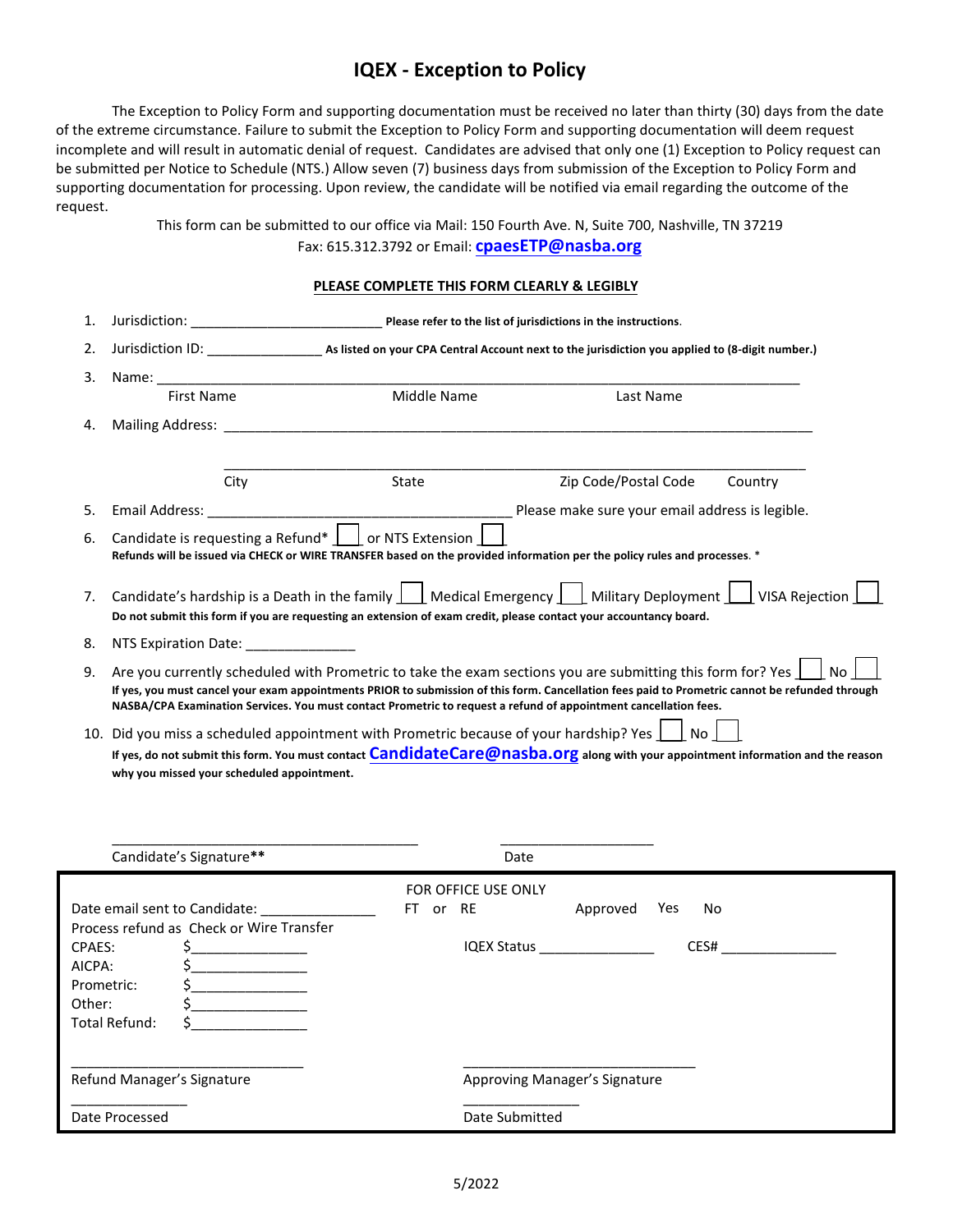# IQEX - Exception to Policy

The Exception to Policy Form and supporting documentation must be received no later than thirty (30) days from the date of the extreme circumstance. Failure to submit the Exception to Policy Form and supporting documentation will deem request incomplete and will result in automatic denial of request. Candidates are advised that only one (1) Exception to Policy request can be submitted per Notice to Schedule (NTS.) Allow seven (7) business days from submission of the Exception to Policy Form and supporting documentation for processing. Upon review, the candidate will be notified via email regarding the outcome of the request.

This form can be submitted to our office via Mail: 150 Fourth Ave. N, Suite 700, Nashville, TN 37219
Fax: 615.312.3792 or Email: **cpaesETP@nasba.org**

**PLEASE COMPLETE THIS FORM CLEARLY & LEGIBLY**

1. Jurisdiction: ________________________ **Please refer to the list of jurisdictions in the instructions.**
2. Jurisdiction ID: _______________ **As listed on your CPA Central Account next to the jurisdiction you applied to (8-digit number.)**
3. Name: ____________________________________________________________
   First Name      Middle Name      Last Name
4. Mailing Address: ____________________________________________________________

   ____________________________________________________________
   City      State      Zip Code/Postal Code      Country
5. Email Address: ________________________________ Please make sure your email address is legible.
6. Candidate is requesting a Refund* ☐ or NTS Extension ☐
   **Refunds will be issued via CHECK or WIRE TRANSFER based on the provided information per the policy rules and processes. \***
7. Candidate's hardship is a Death in the family ☐ Medical Emergency ☐ Military Deployment ☐ VISA Rejection ☐
   **Do not submit this form if you are requesting an extension of exam credit, please contact your accountancy board.**
8. NTS Expiration Date: ______________
9. Are you currently scheduled with Prometric to take the exam sections you are submitting this form for? Yes ☐ No ☐
   **If yes, you must cancel your exam appointments PRIOR to submission of this form. Cancellation fees paid to Prometric cannot be refunded through NASBA/CPA Examination Services. You must contact Prometric to request a refund of appointment cancellation fees.**
10. Did you miss a scheduled appointment with Prometric because of your hardship? Yes ☐ No ☐
    **If yes, do not submit this form. You must contact CandidateCare@nasba.org along with your appointment information and the reason why you missed your scheduled appointment.**

________________________________________      ____________________
Candidate's Signature**      Date

FOR OFFICE USE ONLY

Date email sent to Candidate: ______________      FT or RE      Approved Yes No

Process refund as Check or Wire Transfer

| | | | |
|---|---|---|---|
| CPAES: | $______________ | IQEX Status ______________ | CES# ______________ |
| AICPA: | $______________ | | |
| Prometric: | $______________ | | |
| Other: | $______________ | | |
| Total Refund: | $______________ | | |

____________________________      ____________________________
Refund Manager's Signature      Approving Manager's Signature

______________      ______________
Date Processed      Date Submitted

5/2022